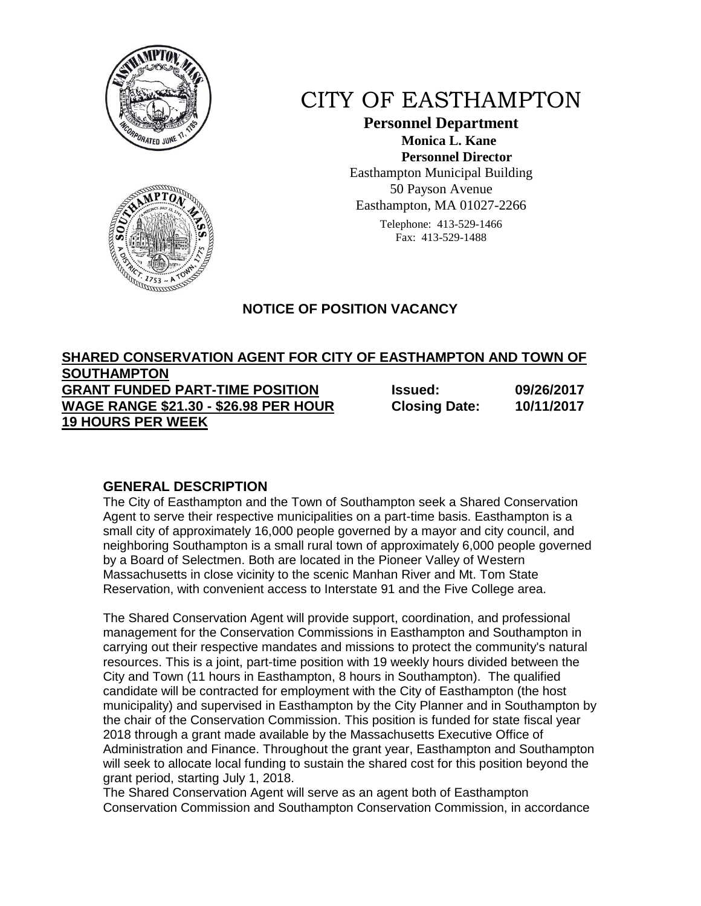# CITY OF EASTHAMPTON

**Personnel Department**

**Monica L. Kane**
**Personnel Director**

Easthampton Municipal Building
50 Payson Avenue
Easthampton, MA 01027-2266

Telephone: 413-529-1466
Fax: 413-529-1488

## NOTICE OF POSITION VACANCY

**SHARED CONSERVATION AGENT FOR CITY OF EASTHAMPTON AND TOWN OF SOUTHAMPTON**

| | | |
|---|---|---|
| **GRANT FUNDED PART-TIME POSITION** | **Issued:** | **09/26/2017** |
| **WAGE RANGE $21.30 - $26.98 PER HOUR** | **Closing Date:** | **10/11/2017** |
| **19 HOURS PER WEEK** | | |

### GENERAL DESCRIPTION

The City of Easthampton and the Town of Southampton seek a Shared Conservation Agent to serve their respective municipalities on a part-time basis. Easthampton is a small city of approximately 16,000 people governed by a mayor and city council, and neighboring Southampton is a small rural town of approximately 6,000 people governed by a Board of Selectmen. Both are located in the Pioneer Valley of Western Massachusetts in close vicinity to the scenic Manhan River and Mt. Tom State Reservation, with convenient access to Interstate 91 and the Five College area.

The Shared Conservation Agent will provide support, coordination, and professional management for the Conservation Commissions in Easthampton and Southampton in carrying out their respective mandates and missions to protect the community's natural resources. This is a joint, part-time position with 19 weekly hours divided between the City and Town (11 hours in Easthampton, 8 hours in Southampton). The qualified candidate will be contracted for employment with the City of Easthampton (the host municipality) and supervised in Easthampton by the City Planner and in Southampton by the chair of the Conservation Commission. This position is funded for state fiscal year 2018 through a grant made available by the Massachusetts Executive Office of Administration and Finance. Throughout the grant year, Easthampton and Southampton will seek to allocate local funding to sustain the shared cost for this position beyond the grant period, starting July 1, 2018.

The Shared Conservation Agent will serve as an agent both of Easthampton Conservation Commission and Southampton Conservation Commission, in accordance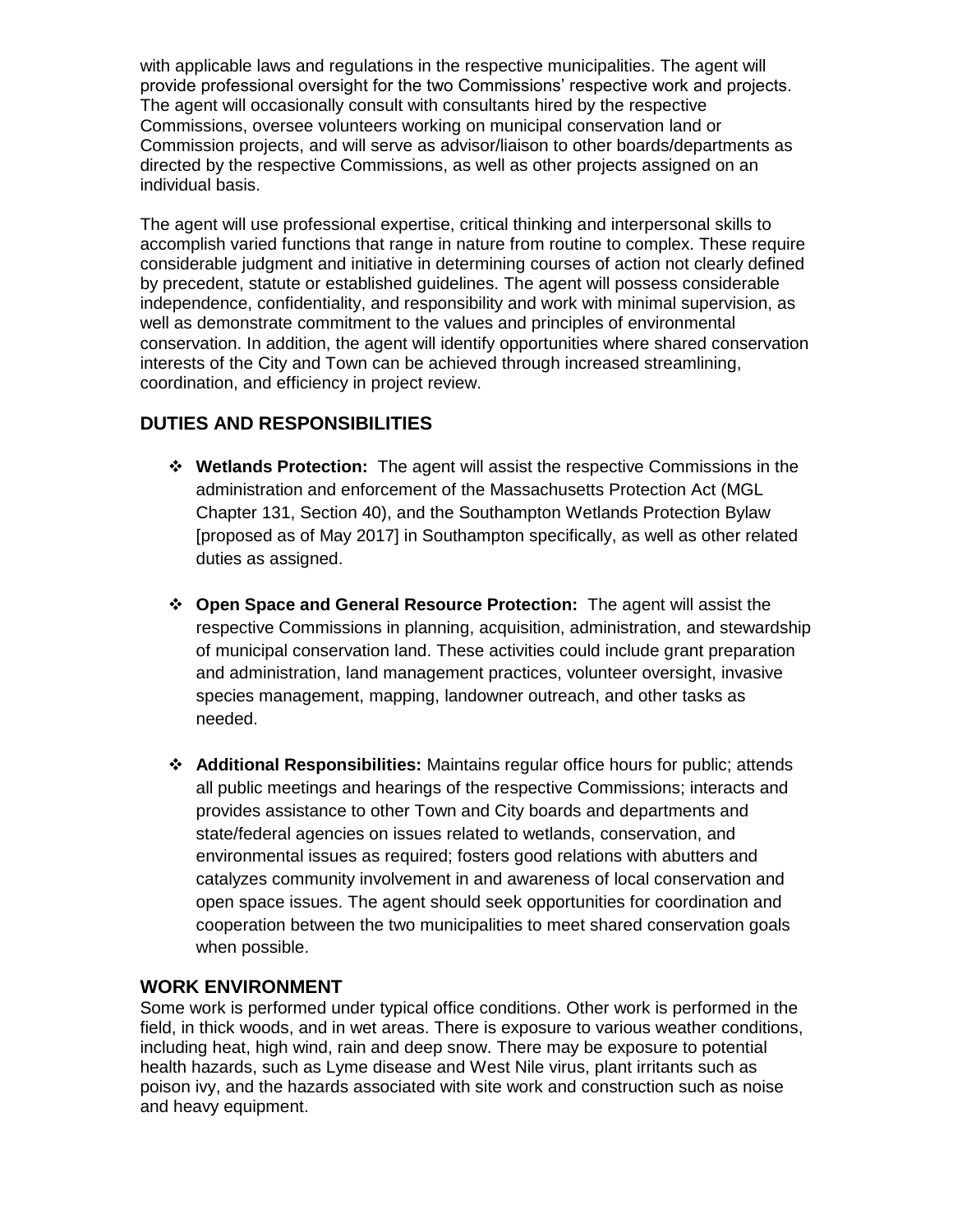with applicable laws and regulations in the respective municipalities. The agent will provide professional oversight for the two Commissions' respective work and projects. The agent will occasionally consult with consultants hired by the respective Commissions, oversee volunteers working on municipal conservation land or Commission projects, and will serve as advisor/liaison to other boards/departments as directed by the respective Commissions, as well as other projects assigned on an individual basis.

The agent will use professional expertise, critical thinking and interpersonal skills to accomplish varied functions that range in nature from routine to complex. These require considerable judgment and initiative in determining courses of action not clearly defined by precedent, statute or established guidelines. The agent will possess considerable independence, confidentiality, and responsibility and work with minimal supervision, as well as demonstrate commitment to the values and principles of environmental conservation. In addition, the agent will identify opportunities where shared conservation interests of the City and Town can be achieved through increased streamlining, coordination, and efficiency in project review.

## DUTIES AND RESPONSIBILITIES

- **Wetlands Protection:** The agent will assist the respective Commissions in the administration and enforcement of the Massachusetts Protection Act (MGL Chapter 131, Section 40), and the Southampton Wetlands Protection Bylaw [proposed as of May 2017] in Southampton specifically, as well as other related duties as assigned.

- **Open Space and General Resource Protection:** The agent will assist the respective Commissions in planning, acquisition, administration, and stewardship of municipal conservation land. These activities could include grant preparation and administration, land management practices, volunteer oversight, invasive species management, mapping, landowner outreach, and other tasks as needed.

- **Additional Responsibilities:** Maintains regular office hours for public; attends all public meetings and hearings of the respective Commissions; interacts and provides assistance to other Town and City boards and departments and state/federal agencies on issues related to wetlands, conservation, and environmental issues as required; fosters good relations with abutters and catalyzes community involvement in and awareness of local conservation and open space issues. The agent should seek opportunities for coordination and cooperation between the two municipalities to meet shared conservation goals when possible.

## WORK ENVIRONMENT

Some work is performed under typical office conditions. Other work is performed in the field, in thick woods, and in wet areas. There is exposure to various weather conditions, including heat, high wind, rain and deep snow. There may be exposure to potential health hazards, such as Lyme disease and West Nile virus, plant irritants such as poison ivy, and the hazards associated with site work and construction such as noise and heavy equipment.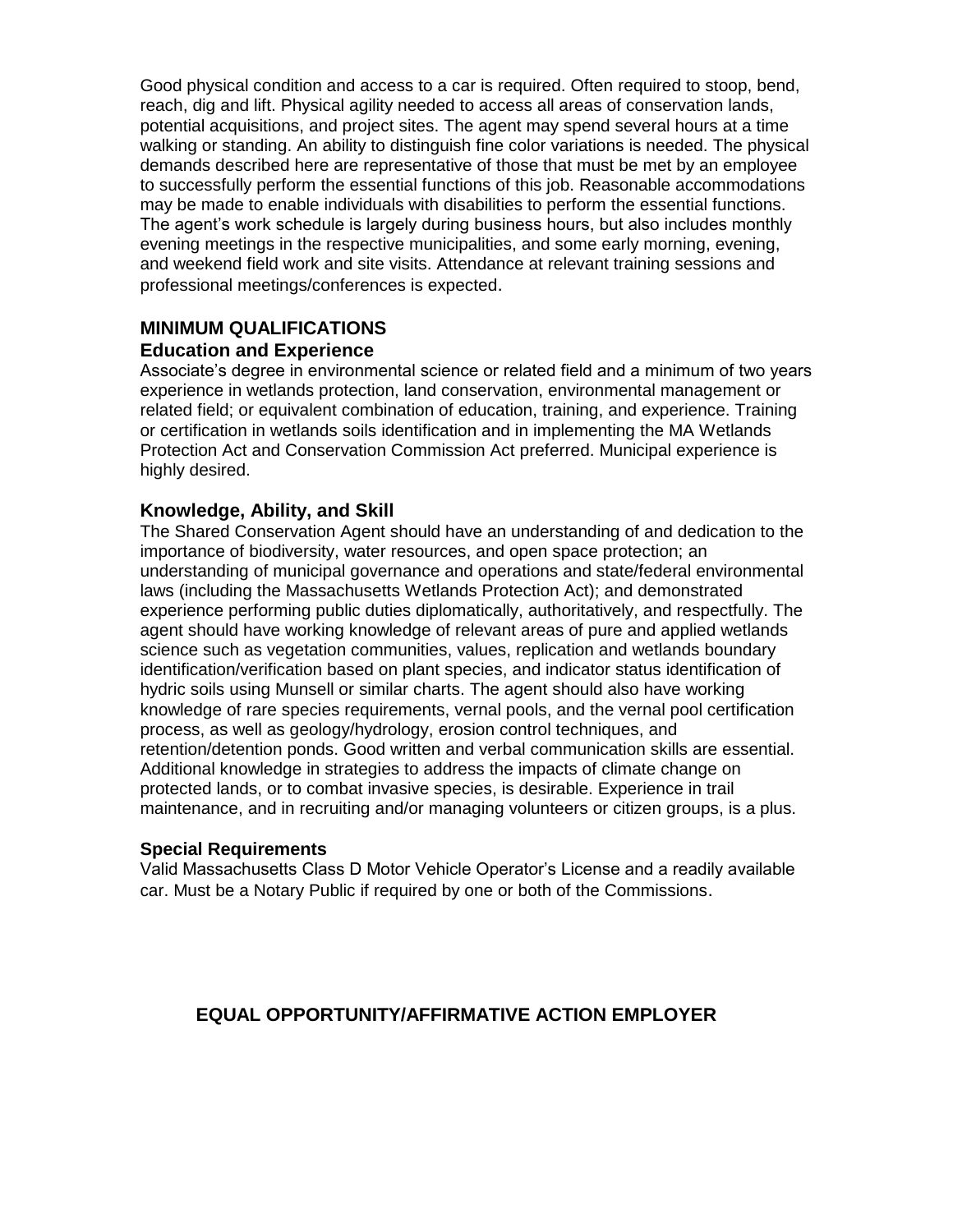Good physical condition and access to a car is required. Often required to stoop, bend, reach, dig and lift. Physical agility needed to access all areas of conservation lands, potential acquisitions, and project sites. The agent may spend several hours at a time walking or standing. An ability to distinguish fine color variations is needed. The physical demands described here are representative of those that must be met by an employee to successfully perform the essential functions of this job. Reasonable accommodations may be made to enable individuals with disabilities to perform the essential functions. The agent's work schedule is largely during business hours, but also includes monthly evening meetings in the respective municipalities, and some early morning, evening, and weekend field work and site visits. Attendance at relevant training sessions and professional meetings/conferences is expected.

## MINIMUM QUALIFICATIONS

### Education and Experience

Associate's degree in environmental science or related field and a minimum of two years experience in wetlands protection, land conservation, environmental management or related field; or equivalent combination of education, training, and experience. Training or certification in wetlands soils identification and in implementing the MA Wetlands Protection Act and Conservation Commission Act preferred. Municipal experience is highly desired.

### Knowledge, Ability, and Skill

The Shared Conservation Agent should have an understanding of and dedication to the importance of biodiversity, water resources, and open space protection; an understanding of municipal governance and operations and state/federal environmental laws (including the Massachusetts Wetlands Protection Act); and demonstrated experience performing public duties diplomatically, authoritatively, and respectfully. The agent should have working knowledge of relevant areas of pure and applied wetlands science such as vegetation communities, values, replication and wetlands boundary identification/verification based on plant species, and indicator status identification of hydric soils using Munsell or similar charts. The agent should also have working knowledge of rare species requirements, vernal pools, and the vernal pool certification process, as well as geology/hydrology, erosion control techniques, and retention/detention ponds. Good written and verbal communication skills are essential. Additional knowledge in strategies to address the impacts of climate change on protected lands, or to combat invasive species, is desirable. Experience in trail maintenance, and in recruiting and/or managing volunteers or citizen groups, is a plus.

### Special Requirements

Valid Massachusetts Class D Motor Vehicle Operator's License and a readily available car. Must be a Notary Public if required by one or both of the Commissions.

**EQUAL OPPORTUNITY/AFFIRMATIVE ACTION EMPLOYER**